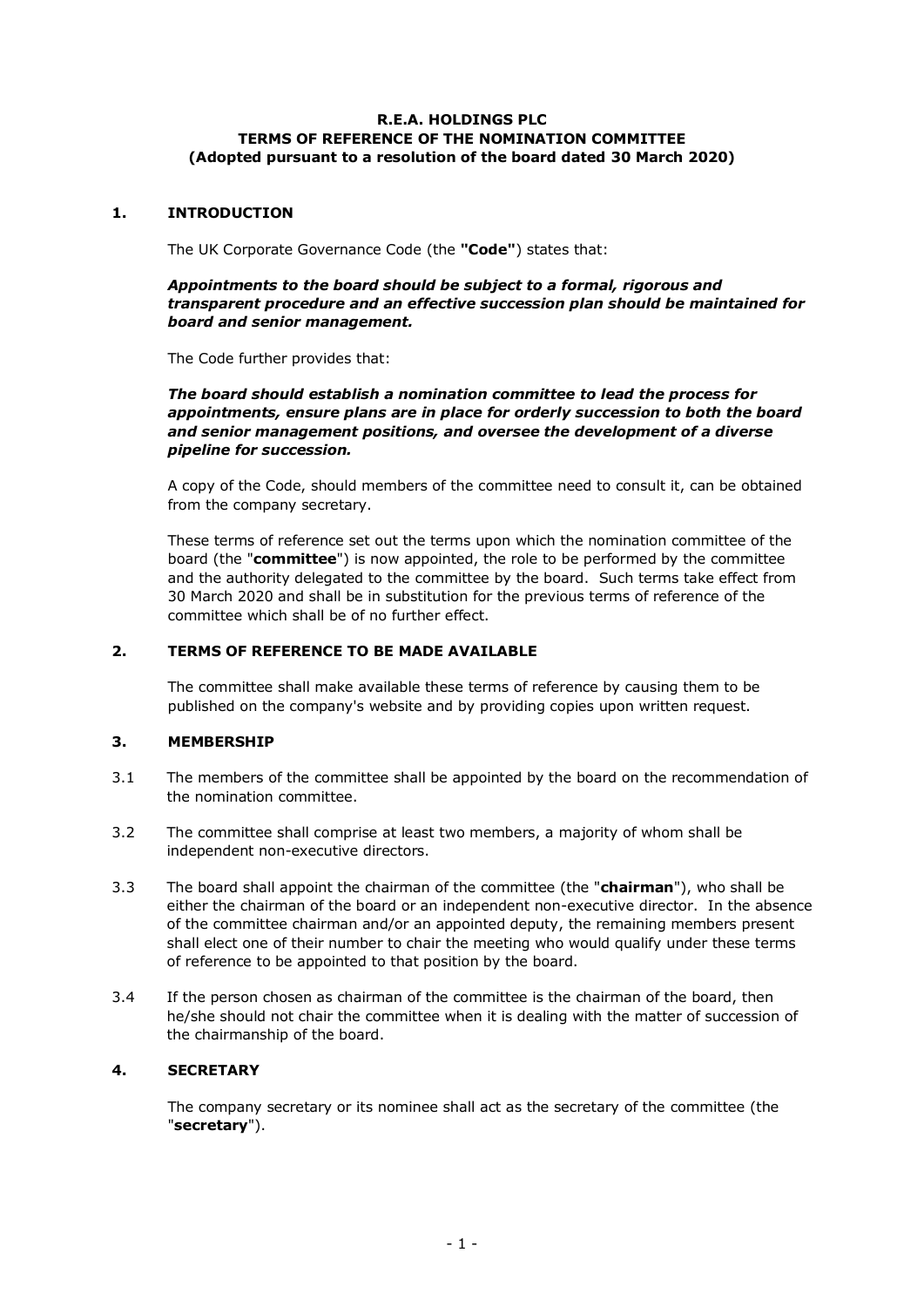# R.E.A. HOLDINGS PLC
# TERMS OF REFERENCE OF THE NOMINATION COMMITTEE
# (Adopted pursuant to a resolution of the board dated 30 March 2020)

## 1. INTRODUCTION

The UK Corporate Governance Code (the **"Code"**) states that:

***Appointments to the board should be subject to a formal, rigorous and transparent procedure and an effective succession plan should be maintained for board and senior management.***

The Code further provides that:

***The board should establish a nomination committee to lead the process for appointments, ensure plans are in place for orderly succession to both the board and senior management positions, and oversee the development of a diverse pipeline for succession.***

A copy of the Code, should members of the committee need to consult it, can be obtained from the company secretary.

These terms of reference set out the terms upon which the nomination committee of the board (the "**committee**") is now appointed, the role to be performed by the committee and the authority delegated to the committee by the board. Such terms take effect from 30 March 2020 and shall be in substitution for the previous terms of reference of the committee which shall be of no further effect.

## 2. TERMS OF REFERENCE TO BE MADE AVAILABLE

The committee shall make available these terms of reference by causing them to be published on the company's website and by providing copies upon written request.

## 3. MEMBERSHIP

3.1 The members of the committee shall be appointed by the board on the recommendation of the nomination committee.

3.2 The committee shall comprise at least two members, a majority of whom shall be independent non-executive directors.

3.3 The board shall appoint the chairman of the committee (the "**chairman**"), who shall be either the chairman of the board or an independent non-executive director. In the absence of the committee chairman and/or an appointed deputy, the remaining members present shall elect one of their number to chair the meeting who would qualify under these terms of reference to be appointed to that position by the board.

3.4 If the person chosen as chairman of the committee is the chairman of the board, then he/she should not chair the committee when it is dealing with the matter of succession of the chairmanship of the board.

## 4. SECRETARY

The company secretary or its nominee shall act as the secretary of the committee (the "**secretary**").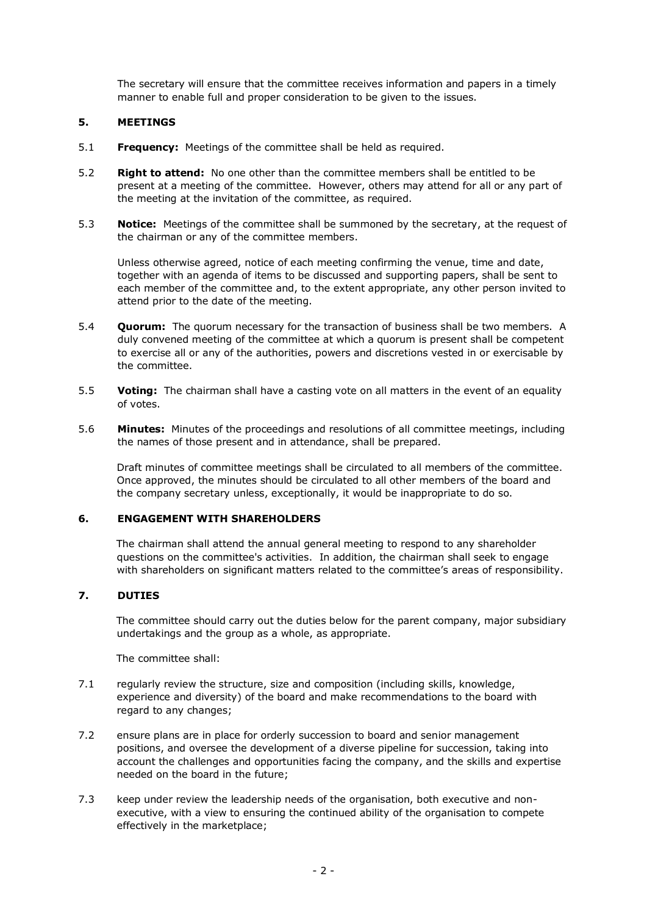The secretary will ensure that the committee receives information and papers in a timely manner to enable full and proper consideration to be given to the issues.

## 5. MEETINGS

5.1 **Frequency:** Meetings of the committee shall be held as required.

5.2 **Right to attend:** No one other than the committee members shall be entitled to be present at a meeting of the committee. However, others may attend for all or any part of the meeting at the invitation of the committee, as required.

5.3 **Notice:** Meetings of the committee shall be summoned by the secretary, at the request of the chairman or any of the committee members.

Unless otherwise agreed, notice of each meeting confirming the venue, time and date, together with an agenda of items to be discussed and supporting papers, shall be sent to each member of the committee and, to the extent appropriate, any other person invited to attend prior to the date of the meeting.

5.4 **Quorum:** The quorum necessary for the transaction of business shall be two members. A duly convened meeting of the committee at which a quorum is present shall be competent to exercise all or any of the authorities, powers and discretions vested in or exercisable by the committee.

5.5 **Voting:** The chairman shall have a casting vote on all matters in the event of an equality of votes.

5.6 **Minutes:** Minutes of the proceedings and resolutions of all committee meetings, including the names of those present and in attendance, shall be prepared.

Draft minutes of committee meetings shall be circulated to all members of the committee. Once approved, the minutes should be circulated to all other members of the board and the company secretary unless, exceptionally, it would be inappropriate to do so.

## 6. ENGAGEMENT WITH SHAREHOLDERS

The chairman shall attend the annual general meeting to respond to any shareholder questions on the committee's activities. In addition, the chairman shall seek to engage with shareholders on significant matters related to the committee's areas of responsibility.

## 7. DUTIES

The committee should carry out the duties below for the parent company, major subsidiary undertakings and the group as a whole, as appropriate.

The committee shall:

7.1 regularly review the structure, size and composition (including skills, knowledge, experience and diversity) of the board and make recommendations to the board with regard to any changes;

7.2 ensure plans are in place for orderly succession to board and senior management positions, and oversee the development of a diverse pipeline for succession, taking into account the challenges and opportunities facing the company, and the skills and expertise needed on the board in the future;

7.3 keep under review the leadership needs of the organisation, both executive and non-executive, with a view to ensuring the continued ability of the organisation to compete effectively in the marketplace;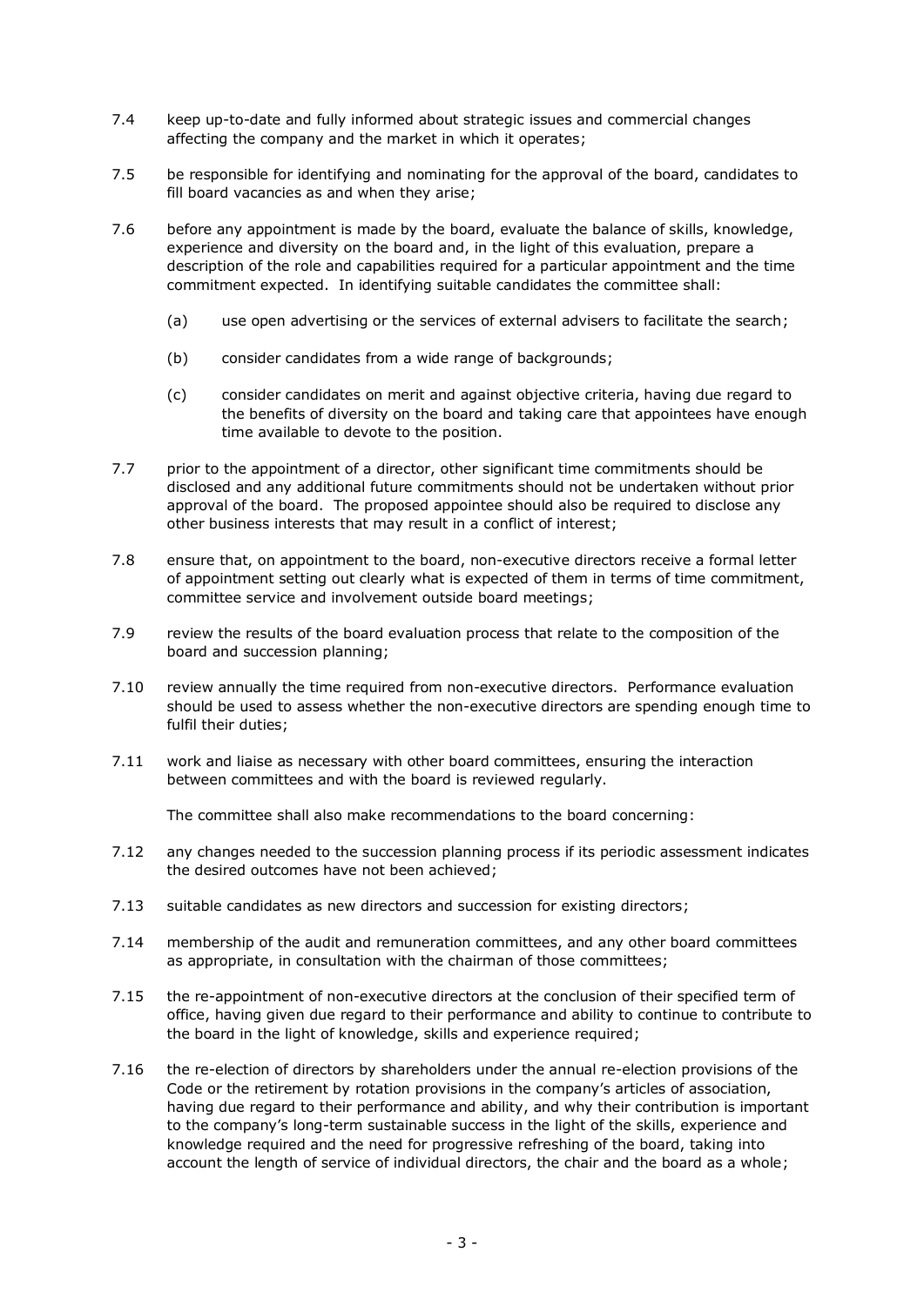7.4 keep up-to-date and fully informed about strategic issues and commercial changes affecting the company and the market in which it operates;

7.5 be responsible for identifying and nominating for the approval of the board, candidates to fill board vacancies as and when they arise;

7.6 before any appointment is made by the board, evaluate the balance of skills, knowledge, experience and diversity on the board and, in the light of this evaluation, prepare a description of the role and capabilities required for a particular appointment and the time commitment expected. In identifying suitable candidates the committee shall:

   (a) use open advertising or the services of external advisers to facilitate the search;

   (b) consider candidates from a wide range of backgrounds;

   (c) consider candidates on merit and against objective criteria, having due regard to the benefits of diversity on the board and taking care that appointees have enough time available to devote to the position.

7.7 prior to the appointment of a director, other significant time commitments should be disclosed and any additional future commitments should not be undertaken without prior approval of the board. The proposed appointee should also be required to disclose any other business interests that may result in a conflict of interest;

7.8 ensure that, on appointment to the board, non-executive directors receive a formal letter of appointment setting out clearly what is expected of them in terms of time commitment, committee service and involvement outside board meetings;

7.9 review the results of the board evaluation process that relate to the composition of the board and succession planning;

7.10 review annually the time required from non-executive directors. Performance evaluation should be used to assess whether the non-executive directors are spending enough time to fulfil their duties;

7.11 work and liaise as necessary with other board committees, ensuring the interaction between committees and with the board is reviewed regularly.

The committee shall also make recommendations to the board concerning:

7.12 any changes needed to the succession planning process if its periodic assessment indicates the desired outcomes have not been achieved;

7.13 suitable candidates as new directors and succession for existing directors;

7.14 membership of the audit and remuneration committees, and any other board committees as appropriate, in consultation with the chairman of those committees;

7.15 the re-appointment of non-executive directors at the conclusion of their specified term of office, having given due regard to their performance and ability to continue to contribute to the board in the light of knowledge, skills and experience required;

7.16 the re-election of directors by shareholders under the annual re-election provisions of the Code or the retirement by rotation provisions in the company's articles of association, having due regard to their performance and ability, and why their contribution is important to the company's long-term sustainable success in the light of the skills, experience and knowledge required and the need for progressive refreshing of the board, taking into account the length of service of individual directors, the chair and the board as a whole;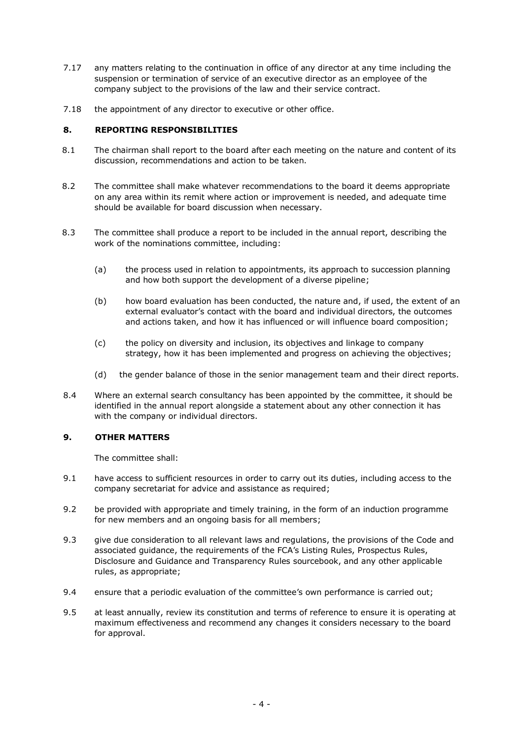7.17 any matters relating to the continuation in office of any director at any time including the suspension or termination of service of an executive director as an employee of the company subject to the provisions of the law and their service contract.

7.18 the appointment of any director to executive or other office.

## 8. REPORTING RESPONSIBILITIES

8.1 The chairman shall report to the board after each meeting on the nature and content of its discussion, recommendations and action to be taken.

8.2 The committee shall make whatever recommendations to the board it deems appropriate on any area within its remit where action or improvement is needed, and adequate time should be available for board discussion when necessary.

8.3 The committee shall produce a report to be included in the annual report, describing the work of the nominations committee, including:

(a) the process used in relation to appointments, its approach to succession planning and how both support the development of a diverse pipeline;

(b) how board evaluation has been conducted, the nature and, if used, the extent of an external evaluator's contact with the board and individual directors, the outcomes and actions taken, and how it has influenced or will influence board composition;

(c) the policy on diversity and inclusion, its objectives and linkage to company strategy, how it has been implemented and progress on achieving the objectives;

(d) the gender balance of those in the senior management team and their direct reports.

8.4 Where an external search consultancy has been appointed by the committee, it should be identified in the annual report alongside a statement about any other connection it has with the company or individual directors.

## 9. OTHER MATTERS

The committee shall:

9.1 have access to sufficient resources in order to carry out its duties, including access to the company secretariat for advice and assistance as required;

9.2 be provided with appropriate and timely training, in the form of an induction programme for new members and an ongoing basis for all members;

9.3 give due consideration to all relevant laws and regulations, the provisions of the Code and associated guidance, the requirements of the FCA's Listing Rules, Prospectus Rules, Disclosure and Guidance and Transparency Rules sourcebook, and any other applicable rules, as appropriate;

9.4 ensure that a periodic evaluation of the committee's own performance is carried out;

9.5 at least annually, review its constitution and terms of reference to ensure it is operating at maximum effectiveness and recommend any changes it considers necessary to the board for approval.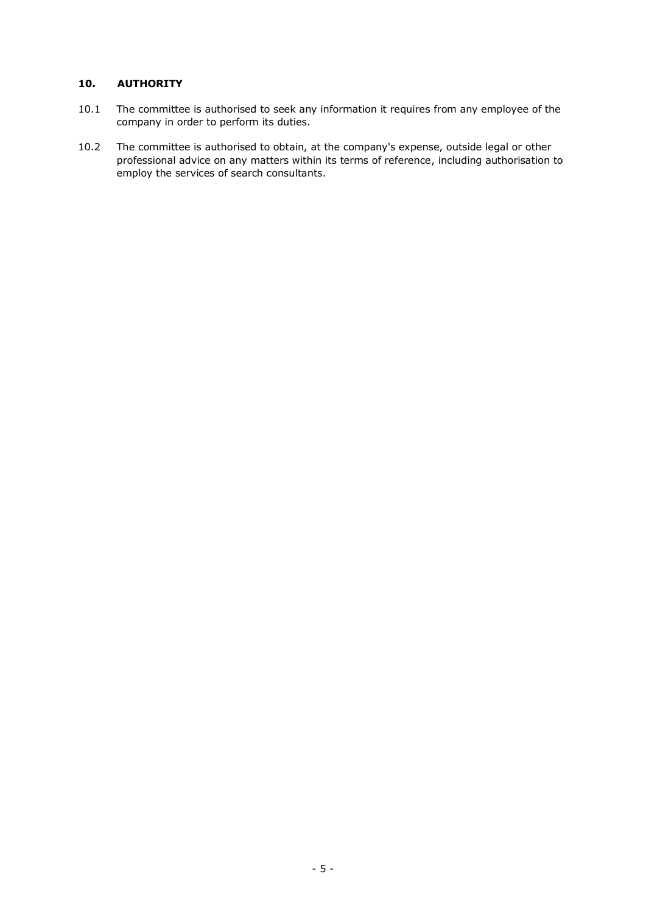## 10. AUTHORITY

10.1 The committee is authorised to seek any information it requires from any employee of the company in order to perform its duties.

10.2 The committee is authorised to obtain, at the company's expense, outside legal or other professional advice on any matters within its terms of reference, including authorisation to employ the services of search consultants.